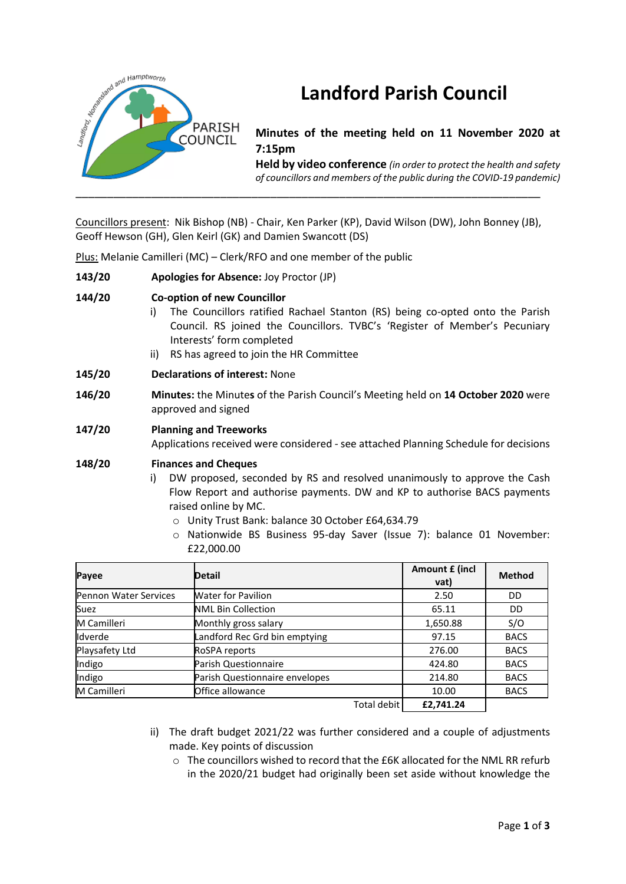# Landford Parish Council

**Minutes of the meeting held on 11 November 2020 at 7:15pm**
**Held by video conference** *(in order to protect the health and safety of councillors and members of the public during the COVID-19 pandemic)*

---

Councillors present: Nik Bishop (NB) - Chair, Ken Parker (KP), David Wilson (DW), John Bonney (JB), Geoff Hewson (GH), Glen Keirl (GK) and Damien Swancott (DS)

Plus: Melanie Camilleri (MC) – Clerk/RFO and one member of the public

**143/20** **Apologies for Absence:** Joy Proctor (JP)

**144/20** **Co-option of new Councillor**

i) The Councillors ratified Rachael Stanton (RS) being co-opted onto the Parish Council. RS joined the Councillors. TVBC's 'Register of Member's Pecuniary Interests' form completed

ii) RS has agreed to join the HR Committee

**145/20** **Declarations of interest:** None

**146/20** **Minutes:** the Minutes of the Parish Council's Meeting held on **14 October 2020** were approved and signed

**147/20** **Planning and Treeworks**

Applications received were considered - see attached Planning Schedule for decisions

**148/20** **Finances and Cheques**

i) DW proposed, seconded by RS and resolved unanimously to approve the Cash Flow Report and authorise payments. DW and KP to authorise BACS payments raised online by MC.

- Unity Trust Bank: balance 30 October £64,634.79
- Nationwide BS Business 95-day Saver (Issue 7): balance 01 November: £22,000.00

| Payee | Detail | Amount £ (incl vat) | Method |
|---|---|---|---|
| Pennon Water Services | Water for Pavilion | 2.50 | DD |
| Suez | NML Bin Collection | 65.11 | DD |
| M Camilleri | Monthly gross salary | 1,650.88 | S/O |
| Idverde | Landford Rec Grd bin emptying | 97.15 | BACS |
| Playsafety Ltd | RoSPA reports | 276.00 | BACS |
| Indigo | Parish Questionnaire | 424.80 | BACS |
| Indigo | Parish Questionnaire envelopes | 214.80 | BACS |
| M Camilleri | Office allowance | 10.00 | BACS |
| | Total debit | **£2,741.24** | |

ii) The draft budget 2021/22 was further considered and a couple of adjustments made. Key points of discussion

- The councillors wished to record that the £6K allocated for the NML RR refurb in the 2020/21 budget had originally been set aside without knowledge the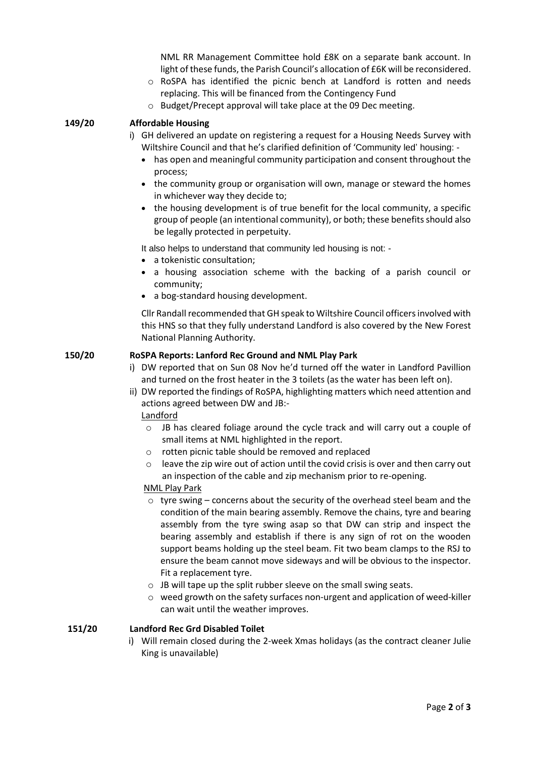NML RR Management Committee hold £8K on a separate bank account. In light of these funds, the Parish Council's allocation of £6K will be reconsidered.

- RoSPA has identified the picnic bench at Landford is rotten and needs replacing. This will be financed from the Contingency Fund
- Budget/Precept approval will take place at the 09 Dec meeting.

**149/20 Affordable Housing**

i) GH delivered an update on registering a request for a Housing Needs Survey with Wiltshire Council and that he's clarified definition of 'Community led' housing: -

- has open and meaningful community participation and consent throughout the process;
- the community group or organisation will own, manage or steward the homes in whichever way they decide to;
- the housing development is of true benefit for the local community, a specific group of people (an intentional community), or both; these benefits should also be legally protected in perpetuity.

It also helps to understand that community led housing is not: -

- a tokenistic consultation;
- a housing association scheme with the backing of a parish council or community;
- a bog-standard housing development.

Cllr Randall recommended that GH speak to Wiltshire Council officers involved with this HNS so that they fully understand Landford is also covered by the New Forest National Planning Authority.

**150/20 RoSPA Reports: Lanford Rec Ground and NML Play Park**

i) DW reported that on Sun 08 Nov he'd turned off the water in Landford Pavillion and turned on the frost heater in the 3 toilets (as the water has been left on).

ii) DW reported the findings of RoSPA, highlighting matters which need attention and actions agreed between DW and JB:-

Landford

- JB has cleared foliage around the cycle track and will carry out a couple of small items at NML highlighted in the report.
- rotten picnic table should be removed and replaced
- leave the zip wire out of action until the covid crisis is over and then carry out an inspection of the cable and zip mechanism prior to re-opening.

NML Play Park

- tyre swing – concerns about the security of the overhead steel beam and the condition of the main bearing assembly. Remove the chains, tyre and bearing assembly from the tyre swing asap so that DW can strip and inspect the bearing assembly and establish if there is any sign of rot on the wooden support beams holding up the steel beam. Fit two beam clamps to the RSJ to ensure the beam cannot move sideways and will be obvious to the inspector. Fit a replacement tyre.
- JB will tape up the split rubber sleeve on the small swing seats.
- weed growth on the safety surfaces non-urgent and application of weed-killer can wait until the weather improves.

**151/20 Landford Rec Grd Disabled Toilet**

i) Will remain closed during the 2-week Xmas holidays (as the contract cleaner Julie King is unavailable)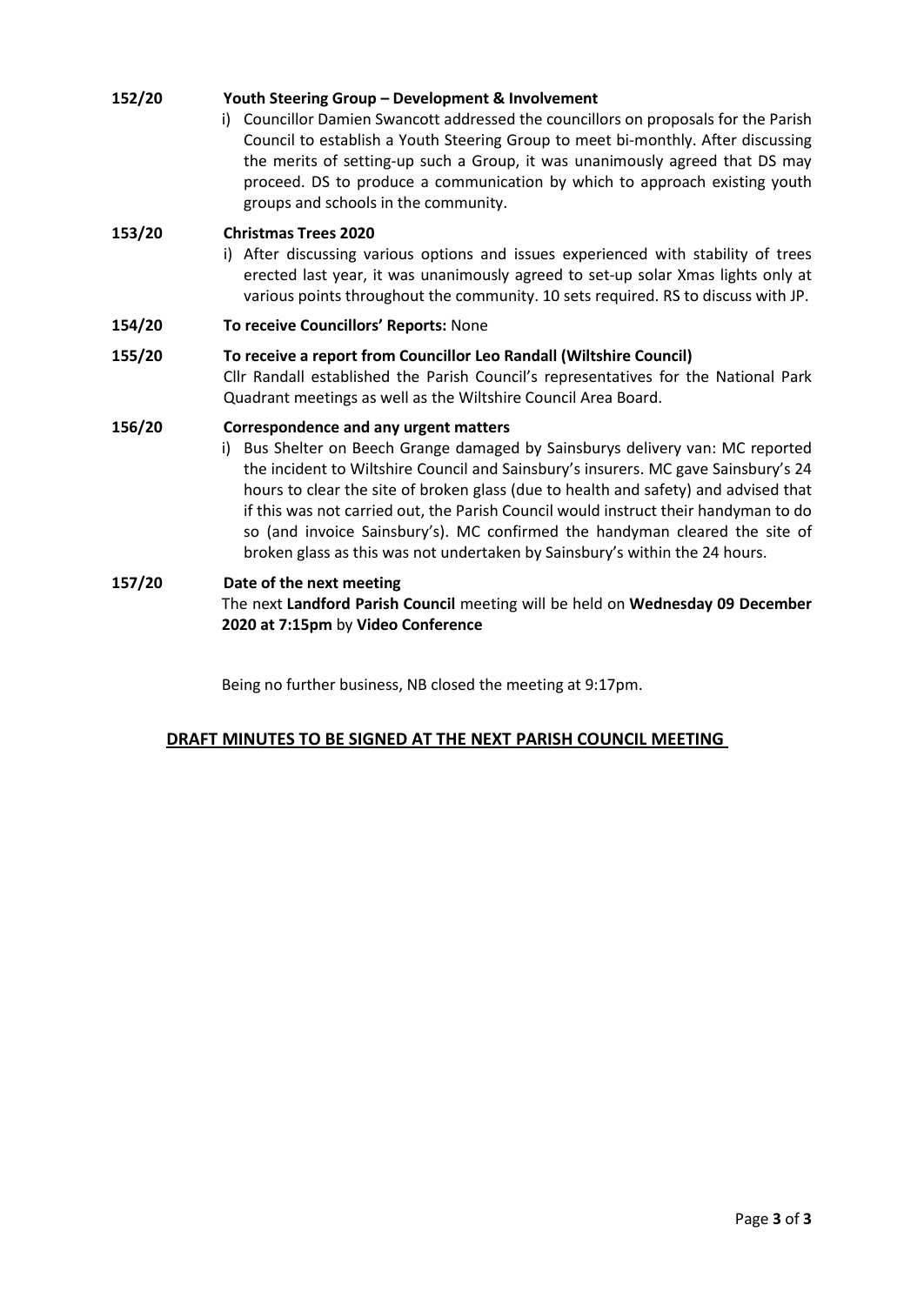**152/20** **Youth Steering Group – Development & Involvement**

i) Councillor Damien Swancott addressed the councillors on proposals for the Parish Council to establish a Youth Steering Group to meet bi-monthly. After discussing the merits of setting-up such a Group, it was unanimously agreed that DS may proceed. DS to produce a communication by which to approach existing youth groups and schools in the community.

**153/20** **Christmas Trees 2020**

i) After discussing various options and issues experienced with stability of trees erected last year, it was unanimously agreed to set-up solar Xmas lights only at various points throughout the community. 10 sets required. RS to discuss with JP.

**154/20** **To receive Councillors' Reports:** None

**155/20** **To receive a report from Councillor Leo Randall (Wiltshire Council)**

Cllr Randall established the Parish Council's representatives for the National Park Quadrant meetings as well as the Wiltshire Council Area Board.

**156/20** **Correspondence and any urgent matters**

i) Bus Shelter on Beech Grange damaged by Sainsburys delivery van: MC reported the incident to Wiltshire Council and Sainsbury's insurers. MC gave Sainsbury's 24 hours to clear the site of broken glass (due to health and safety) and advised that if this was not carried out, the Parish Council would instruct their handyman to do so (and invoice Sainsbury's). MC confirmed the handyman cleared the site of broken glass as this was not undertaken by Sainsbury's within the 24 hours.

**157/20** **Date of the next meeting**

The next **Landford Parish Council** meeting will be held on **Wednesday 09 December 2020 at 7:15pm** by **Video Conference**

Being no further business, NB closed the meeting at 9:17pm.

**DRAFT MINUTES TO BE SIGNED AT THE NEXT PARISH COUNCIL MEETING**